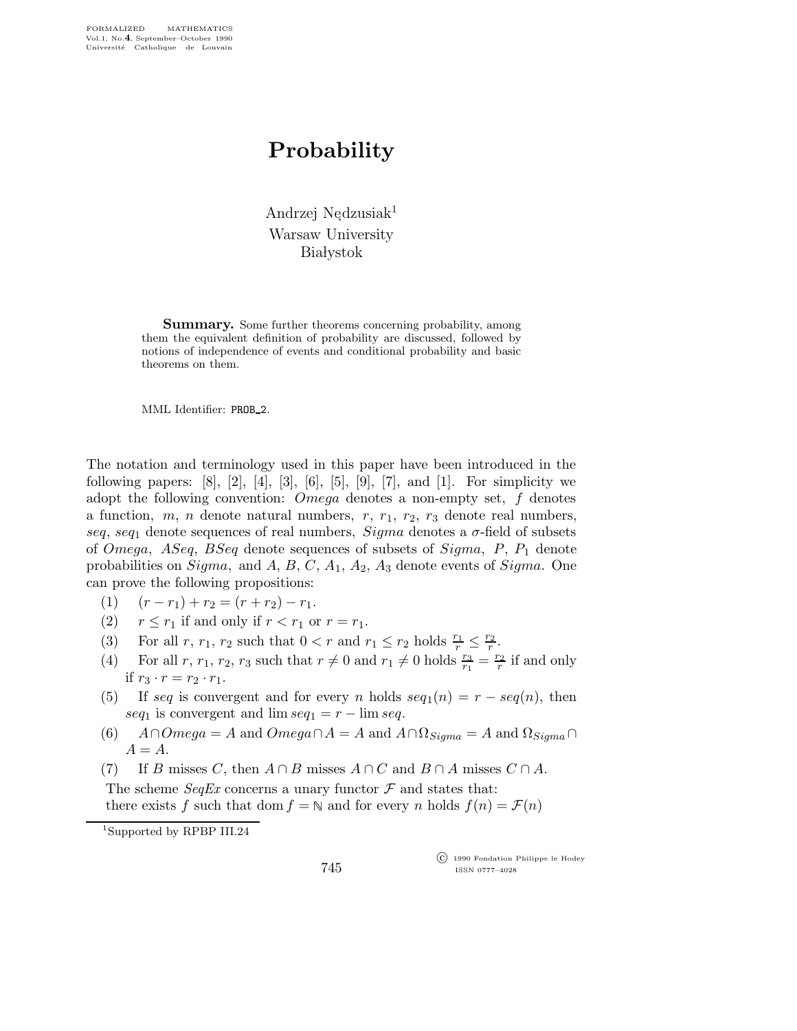# Probability

Andrzej Nędzusiak[1]
Warsaw University
Białystok

**Summary.** Some further theorems concerning probability, among them the equivalent definition of probability are discussed, followed by notions of independence of events and conditional probability and basic theorems on them.

MML Identifier: PROB_2.

The notation and terminology used in this paper have been introduced in the following papers: [8], [2], [4], [3], [6], [5], [9], [7], and [1]. For simplicity we adopt the following convention: *Omega* denotes a non-empty set, $f$ denotes a function, $m$, $n$ denote natural numbers, $r$, $r_1$, $r_2$, $r_3$ denote real numbers, $seq$, $seq_1$ denote sequences of real numbers, *Sigma* denotes a $\sigma$-field of subsets of *Omega*, *ASeq*, *BSeq* denote sequences of subsets of *Sigma*, $P$, $P_1$ denote probabilities on *Sigma*, and $A$, $B$, $C$, $A_1$, $A_2$, $A_3$ denote events of *Sigma*. One can prove the following propositions:

(1) $(r - r_1) + r_2 = (r + r_2) - r_1$.

(2) $r \leq r_1$ if and only if $r < r_1$ or $r = r_1$.

(3) For all $r$, $r_1$, $r_2$ such that $0 < r$ and $r_1 \leq r_2$ holds $\frac{r_1}{r} \leq \frac{r_2}{r}$.

(4) For all $r$, $r_1$, $r_2$, $r_3$ such that $r \neq 0$ and $r_1 \neq 0$ holds $\frac{r_3}{r_1} = \frac{r_2}{r}$ if and only if $r_3 \cdot r = r_2 \cdot r_1$.

(5) If $seq$ is convergent and for every $n$ holds $seq_1(n) = r - seq(n)$, then $seq_1$ is convergent and $\lim seq_1 = r - \lim seq$.

(6) $A \cap Omega = A$ and $Omega \cap A = A$ and $A \cap \Omega_{Sigma} = A$ and $\Omega_{Sigma} \cap A = A$.

(7) If $B$ misses $C$, then $A \cap B$ misses $A \cap C$ and $B \cap A$ misses $C \cap A$.

The scheme *SeqEx* concerns a unary functor $\mathcal{F}$ and states that:
there exists $f$ such that $\operatorname{dom} f = \mathbb{N}$ and for every $n$ holds $f(n) = \mathcal{F}(n)$

[1] Supported by RPBP III.24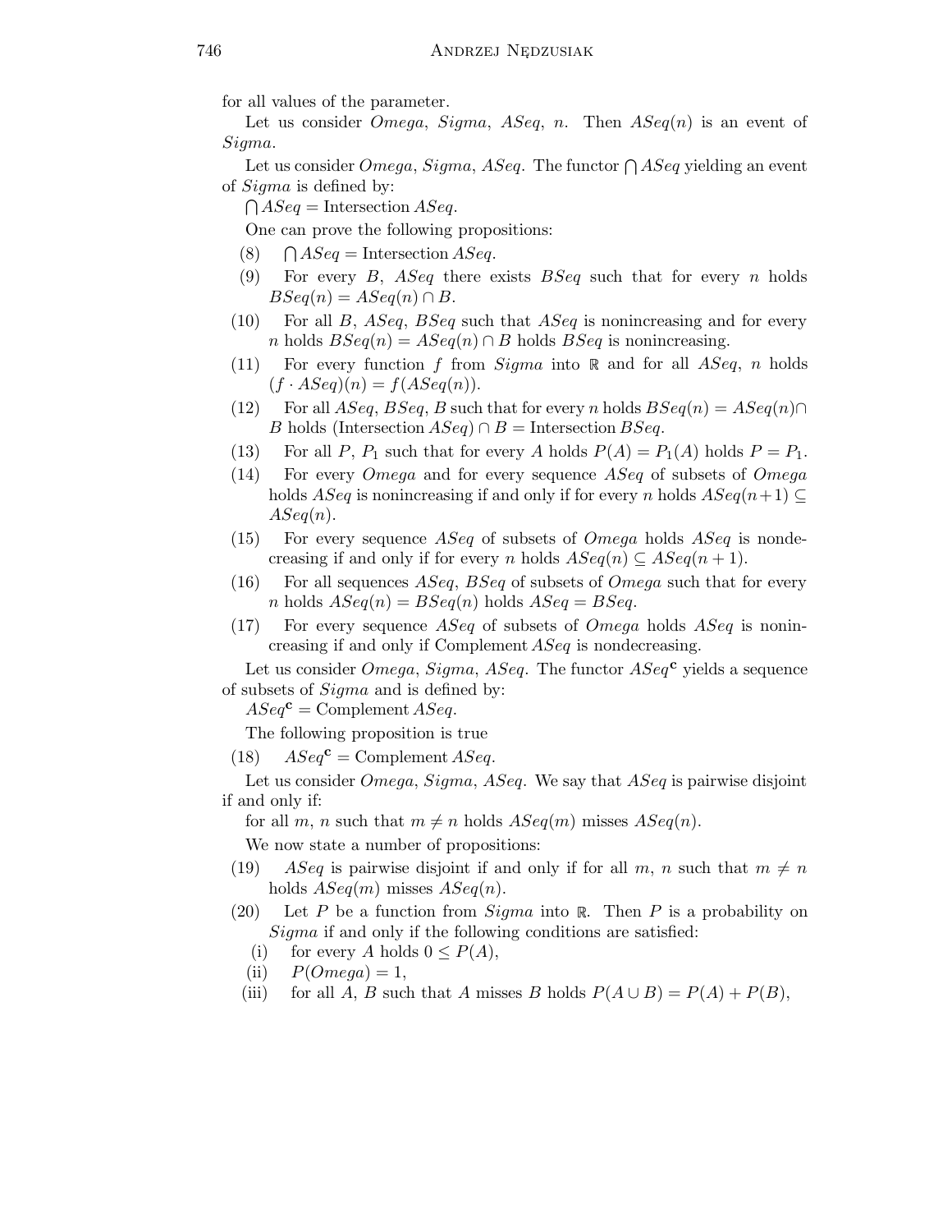for all values of the parameter.

Let us consider *Omega*, *Sigma*, *ASeq*, $n$. Then $ASeq(n)$ is an event of *Sigma*.

Let us consider *Omega*, *Sigma*, *ASeq*. The functor $\bigcap ASeq$ yielding an event of *Sigma* is defined by:

$\bigcap ASeq = \text{Intersection}\, ASeq$.

One can prove the following propositions:

(8) $\bigcap ASeq = \text{Intersection}\, ASeq$.

(9) For every $B$, $ASeq$ there exists $BSeq$ such that for every $n$ holds $BSeq(n) = ASeq(n) \cap B$.

(10) For all $B$, $ASeq$, $BSeq$ such that $ASeq$ is nonincreasing and for every $n$ holds $BSeq(n) = ASeq(n) \cap B$ holds $BSeq$ is nonincreasing.

(11) For every function $f$ from *Sigma* into $\mathbb{R}$ and for all $ASeq$, $n$ holds $(f \cdot ASeq)(n) = f(ASeq(n))$.

(12) For all $ASeq$, $BSeq$, $B$ such that for every $n$ holds $BSeq(n) = ASeq(n) \cap B$ holds $(\text{Intersection}\, ASeq) \cap B = \text{Intersection}\, BSeq$.

(13) For all $P$, $P_1$ such that for every $A$ holds $P(A) = P_1(A)$ holds $P = P_1$.

(14) For every *Omega* and for every sequence $ASeq$ of subsets of *Omega* holds $ASeq$ is nonincreasing if and only if for every $n$ holds $ASeq(n+1) \subseteq ASeq(n)$.

(15) For every sequence $ASeq$ of subsets of *Omega* holds $ASeq$ is nondecreasing if and only if for every $n$ holds $ASeq(n) \subseteq ASeq(n+1)$.

(16) For all sequences $ASeq$, $BSeq$ of subsets of *Omega* such that for every $n$ holds $ASeq(n) = BSeq(n)$ holds $ASeq = BSeq$.

(17) For every sequence $ASeq$ of subsets of *Omega* holds $ASeq$ is nonincreasing if and only if Complement $ASeq$ is nondecreasing.

Let us consider *Omega*, *Sigma*, *ASeq*. The functor $ASeq^{\mathbf{c}}$ yields a sequence of subsets of *Sigma* and is defined by:

$ASeq^{\mathbf{c}} = \text{Complement}\, ASeq$.

The following proposition is true

(18) $ASeq^{\mathbf{c}} = \text{Complement}\, ASeq$.

Let us consider *Omega*, *Sigma*, *ASeq*. We say that *ASeq* is pairwise disjoint if and only if:

for all $m$, $n$ such that $m \neq n$ holds $ASeq(m)$ misses $ASeq(n)$.

We now state a number of propositions:

(19) $ASeq$ is pairwise disjoint if and only if for all $m$, $n$ such that $m \neq n$ holds $ASeq(m)$ misses $ASeq(n)$.

(20) Let $P$ be a function from *Sigma* into $\mathbb{R}$. Then $P$ is a probability on *Sigma* if and only if the following conditions are satisfied:

(i) for every $A$ holds $0 \leq P(A)$,

(ii) $P(Omega) = 1$,

(iii) for all $A$, $B$ such that $A$ misses $B$ holds $P(A \cup B) = P(A) + P(B)$,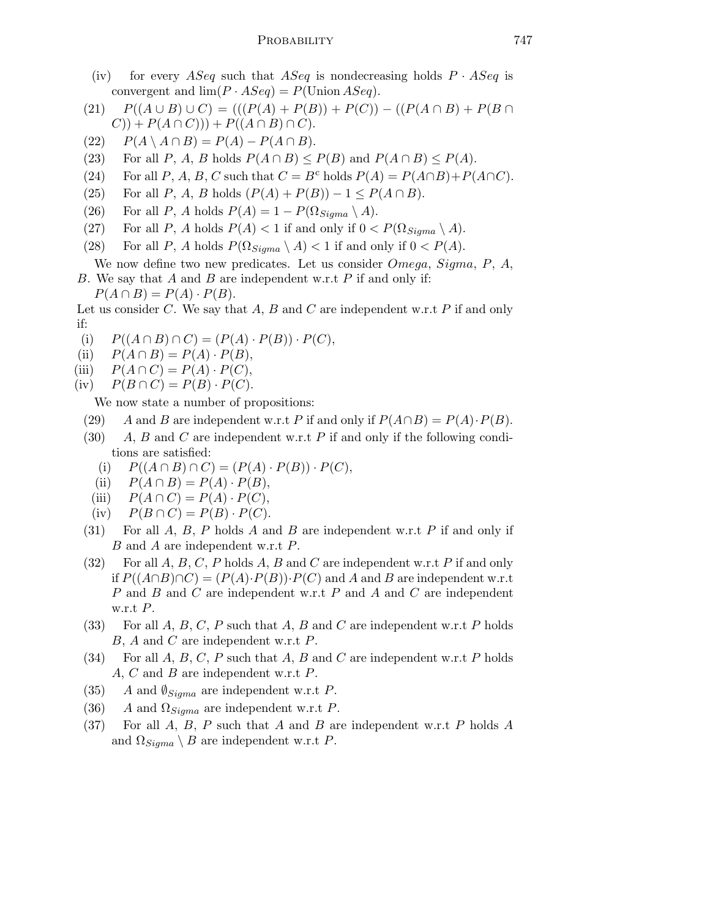(iv) for every $ASeq$ such that $ASeq$ is nondecreasing holds $P \cdot ASeq$ is convergent and $\lim(P \cdot ASeq) = P(\text{Union}\, ASeq)$.

(21) $P((A \cup B) \cup C) = (((P(A) + P(B)) + P(C)) - ((P(A \cap B) + P(B \cap C)) + P(A \cap C))) + P((A \cap B) \cap C)$.

(22) $P(A \setminus A \cap B) = P(A) - P(A \cap B)$.

(23) For all $P$, $A$, $B$ holds $P(A \cap B) \leq P(B)$ and $P(A \cap B) \leq P(A)$.

(24) For all $P$, $A$, $B$, $C$ such that $C = B^{\rm c}$ holds $P(A) = P(A \cap B) + P(A \cap C)$.

(25) For all $P$, $A$, $B$ holds $(P(A) + P(B)) - 1 \leq P(A \cap B)$.

(26) For all $P$, $A$ holds $P(A) = 1 - P(\Omega_{Sigma} \setminus A)$.

(27) For all $P$, $A$ holds $P(A) < 1$ if and only if $0 < P(\Omega_{Sigma} \setminus A)$.

(28) For all $P$, $A$ holds $P(\Omega_{Sigma} \setminus A) < 1$ if and only if $0 < P(A)$.

We now define two new predicates. Let us consider $Omega$, $Sigma$, $P$, $A$, $B$. We say that $A$ and $B$ are independent w.r.t $P$ if and only if:

$P(A \cap B) = P(A) \cdot P(B)$.

Let us consider $C$. We say that $A$, $B$ and $C$ are independent w.r.t $P$ if and only if:

(i) $P((A \cap B) \cap C) = (P(A) \cdot P(B)) \cdot P(C)$,

(ii) $P(A \cap B) = P(A) \cdot P(B)$,

(iii) $P(A \cap C) = P(A) \cdot P(C)$,

(iv) $P(B \cap C) = P(B) \cdot P(C)$.

We now state a number of propositions:

(29) $A$ and $B$ are independent w.r.t $P$ if and only if $P(A \cap B) = P(A) \cdot P(B)$.

(30) $A$, $B$ and $C$ are independent w.r.t $P$ if and only if the following conditions are satisfied:

  (i) $P((A \cap B) \cap C) = (P(A) \cdot P(B)) \cdot P(C)$,

  (ii) $P(A \cap B) = P(A) \cdot P(B)$,

  (iii) $P(A \cap C) = P(A) \cdot P(C)$,

  (iv) $P(B \cap C) = P(B) \cdot P(C)$.

(31) For all $A$, $B$, $P$ holds $A$ and $B$ are independent w.r.t $P$ if and only if $B$ and $A$ are independent w.r.t $P$.

(32) For all $A$, $B$, $C$, $P$ holds $A$, $B$ and $C$ are independent w.r.t $P$ if and only if $P((A \cap B) \cap C) = (P(A) \cdot P(B)) \cdot P(C)$ and $A$ and $B$ are independent w.r.t $P$ and $B$ and $C$ are independent w.r.t $P$ and $A$ and $C$ are independent w.r.t $P$.

(33) For all $A$, $B$, $C$, $P$ such that $A$, $B$ and $C$ are independent w.r.t $P$ holds $B$, $A$ and $C$ are independent w.r.t $P$.

(34) For all $A$, $B$, $C$, $P$ such that $A$, $B$ and $C$ are independent w.r.t $P$ holds $A$, $C$ and $B$ are independent w.r.t $P$.

(35) $A$ and $\emptyset_{Sigma}$ are independent w.r.t $P$.

(36) $A$ and $\Omega_{Sigma}$ are independent w.r.t $P$.

(37) For all $A$, $B$, $P$ such that $A$ and $B$ are independent w.r.t $P$ holds $A$ and $\Omega_{Sigma} \setminus B$ are independent w.r.t $P$.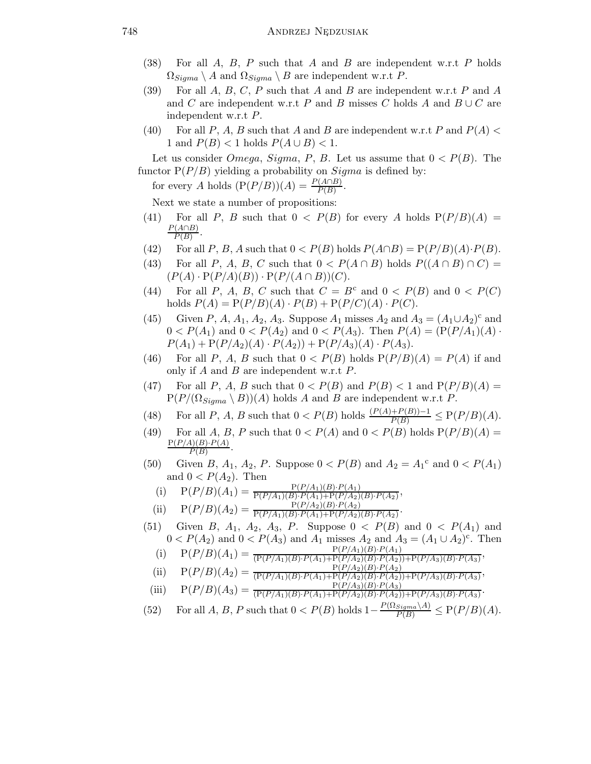(38) For all $A$, $B$, $P$ such that $A$ and $B$ are independent w.r.t $P$ holds $\Omega_{Sigma} \setminus A$ and $\Omega_{Sigma} \setminus B$ are independent w.r.t $P$.

(39) For all $A$, $B$, $C$, $P$ such that $A$ and $B$ are independent w.r.t $P$ and $A$ and $C$ are independent w.r.t $P$ and $B$ misses $C$ holds $A$ and $B \cup C$ are independent w.r.t $P$.

(40) For all $P$, $A$, $B$ such that $A$ and $B$ are independent w.r.t $P$ and $P(A) < 1$ and $P(B) < 1$ holds $P(A \cup B) < 1$.

Let us consider *Omega*, *Sigma*, $P$, $B$. Let us assume that $0 < P(B)$. The functor $\mathrm{P}(P/B)$ yielding a probability on *Sigma* is defined by:

for every $A$ holds $(\mathrm{P}(P/B))(A) = \frac{P(A \cap B)}{P(B)}$.

Next we state a number of propositions:

(41) For all $P$, $B$ such that $0 < P(B)$ for every $A$ holds $\mathrm{P}(P/B)(A) = \frac{P(A \cap B)}{P(B)}$.

(42) For all $P$, $B$, $A$ such that $0 < P(B)$ holds $P(A \cap B) = \mathrm{P}(P/B)(A) \cdot P(B)$.

(43) For all $P$, $A$, $B$, $C$ such that $0 < P(A \cap B)$ holds $P((A \cap B) \cap C) = (P(A) \cdot \mathrm{P}(P/A)(B)) \cdot \mathrm{P}(P/(A \cap B))(C)$.

(44) For all $P$, $A$, $B$, $C$ such that $C = B^{\mathrm{c}}$ and $0 < P(B)$ and $0 < P(C)$ holds $P(A) = \mathrm{P}(P/B)(A) \cdot P(B) + \mathrm{P}(P/C)(A) \cdot P(C)$.

(45) Given $P$, $A$, $A_1$, $A_2$, $A_3$. Suppose $A_1$ misses $A_2$ and $A_3 = (A_1 \cup A_2)^{\mathrm{c}}$ and $0 < P(A_1)$ and $0 < P(A_2)$ and $0 < P(A_3)$. Then $P(A) = (\mathrm{P}(P/A_1)(A) \cdot P(A_1) + \mathrm{P}(P/A_2)(A) \cdot P(A_2)) + \mathrm{P}(P/A_3)(A) \cdot P(A_3)$.

(46) For all $P$, $A$, $B$ such that $0 < P(B)$ holds $\mathrm{P}(P/B)(A) = P(A)$ if and only if $A$ and $B$ are independent w.r.t $P$.

(47) For all $P$, $A$, $B$ such that $0 < P(B)$ and $P(B) < 1$ and $\mathrm{P}(P/B)(A) = \mathrm{P}(P/(\Omega_{Sigma} \setminus B))(A)$ holds $A$ and $B$ are independent w.r.t $P$.

(48) For all $P$, $A$, $B$ such that $0 < P(B)$ holds $\frac{(P(A)+P(B))-1}{P(B)} \leq \mathrm{P}(P/B)(A)$.

(49) For all $A$, $B$, $P$ such that $0 < P(A)$ and $0 < P(B)$ holds $\mathrm{P}(P/B)(A) = \frac{\mathrm{P}(P/A)(B) \cdot P(A)}{P(B)}$.

(50) Given $B$, $A_1$, $A_2$, $P$. Suppose $0 < P(B)$ and $A_2 = {A_1}^{\mathrm{c}}$ and $0 < P(A_1)$ and $0 < P(A_2)$. Then

(i) $\mathrm{P}(P/B)(A_1) = \frac{\mathrm{P}(P/A_1)(B) \cdot P(A_1)}{\mathrm{P}(P/A_1)(B) \cdot P(A_1) + \mathrm{P}(P/A_2)(B) \cdot P(A_2)}$,

(ii) $\mathrm{P}(P/B)(A_2) = \frac{\mathrm{P}(P/A_2)(B) \cdot P(A_2)}{\mathrm{P}(P/A_1)(B) \cdot P(A_1) + \mathrm{P}(P/A_2)(B) \cdot P(A_2)}$.

(51) Given $B$, $A_1$, $A_2$, $A_3$, $P$. Suppose $0 < P(B)$ and $0 < P(A_1)$ and $0 < P(A_2)$ and $0 < P(A_3)$ and $A_1$ misses $A_2$ and $A_3 = (A_1 \cup A_2)^{\mathrm{c}}$. Then

(i) $\mathrm{P}(P/B)(A_1) = \frac{\mathrm{P}(P/A_1)(B) \cdot P(A_1)}{(\mathrm{P}(P/A_1)(B) \cdot P(A_1) + \mathrm{P}(P/A_2)(B) \cdot P(A_2)) + \mathrm{P}(P/A_3)(B) \cdot P(A_3)}$,

(ii) $\mathrm{P}(P/B)(A_2) = \frac{\mathrm{P}(P/A_2)(B) \cdot P(A_2)}{(\mathrm{P}(P/A_1)(B) \cdot P(A_1) + \mathrm{P}(P/A_2)(B) \cdot P(A_2)) + \mathrm{P}(P/A_3)(B) \cdot P(A_3)}$,

(iii) $\mathrm{P}(P/B)(A_3) = \frac{\mathrm{P}(P/A_3)(B) \cdot P(A_3)}{(\mathrm{P}(P/A_1)(B) \cdot P(A_1) + \mathrm{P}(P/A_2)(B) \cdot P(A_2)) + \mathrm{P}(P/A_3)(B) \cdot P(A_3)}$.

(52) For all $A$, $B$, $P$ such that $0 < P(B)$ holds $1 - \frac{P(\Omega_{Sigma} \setminus A)}{P(B)} \leq \mathrm{P}(P/B)(A)$.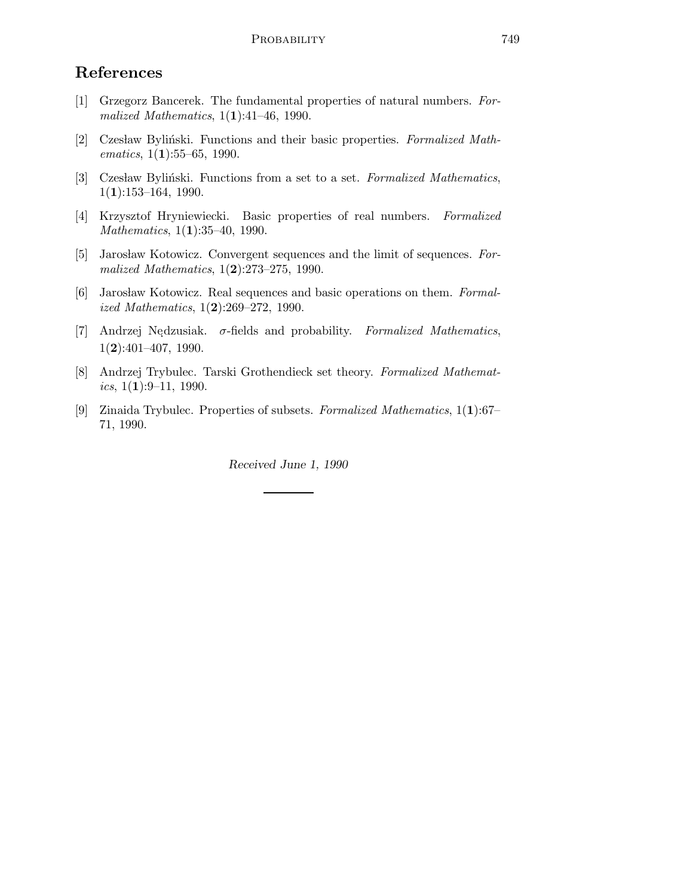## References

[1] Grzegorz Bancerek. The fundamental properties of natural numbers. *Formalized Mathematics*, 1(**1**):41–46, 1990.

[2] Czesław Byliński. Functions and their basic properties. *Formalized Mathematics*, 1(**1**):55–65, 1990.

[3] Czesław Byliński. Functions from a set to a set. *Formalized Mathematics*, 1(**1**):153–164, 1990.

[4] Krzysztof Hryniewiecki. Basic properties of real numbers. *Formalized Mathematics*, 1(**1**):35–40, 1990.

[5] Jarosław Kotowicz. Convergent sequences and the limit of sequences. *Formalized Mathematics*, 1(**2**):273–275, 1990.

[6] Jarosław Kotowicz. Real sequences and basic operations on them. *Formalized Mathematics*, 1(**2**):269–272, 1990.

[7] Andrzej Nędzusiak. $\sigma$-fields and probability. *Formalized Mathematics*, 1(**2**):401–407, 1990.

[8] Andrzej Trybulec. Tarski Grothendieck set theory. *Formalized Mathematics*, 1(**1**):9–11, 1990.

[9] Zinaida Trybulec. Properties of subsets. *Formalized Mathematics*, 1(**1**):67–71, 1990.

*Received June 1, 1990*